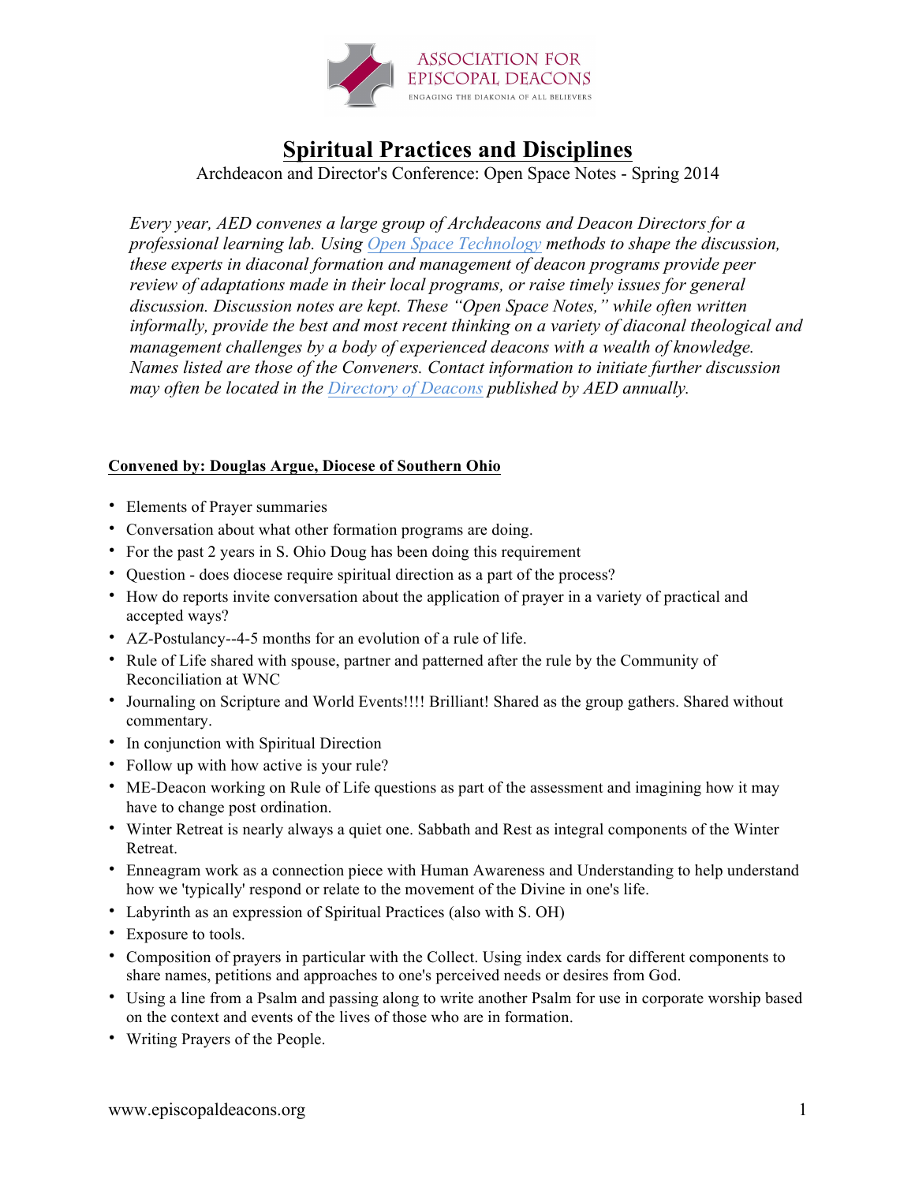ASSOCIATION FOR EPISCOPAL DEACONS

ENGAGING THE DIAKONIA OF ALL BELIEVERS

# Spiritual Practices and Disciplines

Archdeacon and Director's Conference: Open Space Notes - Spring 2014

*Every year, AED convenes a large group of Archdeacons and Deacon Directors for a professional learning lab. Using Open Space Technology methods to shape the discussion, these experts in diaconal formation and management of deacon programs provide peer review of adaptations made in their local programs, or raise timely issues for general discussion. Discussion notes are kept. These "Open Space Notes," while often written informally, provide the best and most recent thinking on a variety of diaconal theological and management challenges by a body of experienced deacons with a wealth of knowledge. Names listed are those of the Conveners. Contact information to initiate further discussion may often be located in the Directory of Deacons published by AED annually.*

**Convened by: Douglas Argue, Diocese of Southern Ohio**

- Elements of Prayer summaries
- Conversation about what other formation programs are doing.
- For the past 2 years in S. Ohio Doug has been doing this requirement
- Question - does diocese require spiritual direction as a part of the process?
- How do reports invite conversation about the application of prayer in a variety of practical and accepted ways?
- AZ-Postulancy--4-5 months for an evolution of a rule of life.
- Rule of Life shared with spouse, partner and patterned after the rule by the Community of Reconciliation at WNC
- Journaling on Scripture and World Events!!!! Brilliant! Shared as the group gathers. Shared without commentary.
- In conjunction with Spiritual Direction
- Follow up with how active is your rule?
- ME-Deacon working on Rule of Life questions as part of the assessment and imagining how it may have to change post ordination.
- Winter Retreat is nearly always a quiet one. Sabbath and Rest as integral components of the Winter Retreat.
- Enneagram work as a connection piece with Human Awareness and Understanding to help understand how we 'typically' respond or relate to the movement of the Divine in one's life.
- Labyrinth as an expression of Spiritual Practices (also with S. OH)
- Exposure to tools.
- Composition of prayers in particular with the Collect. Using index cards for different components to share names, petitions and approaches to one's perceived needs or desires from God.
- Using a line from a Psalm and passing along to write another Psalm for use in corporate worship based on the context and events of the lives of those who are in formation.
- Writing Prayers of the People.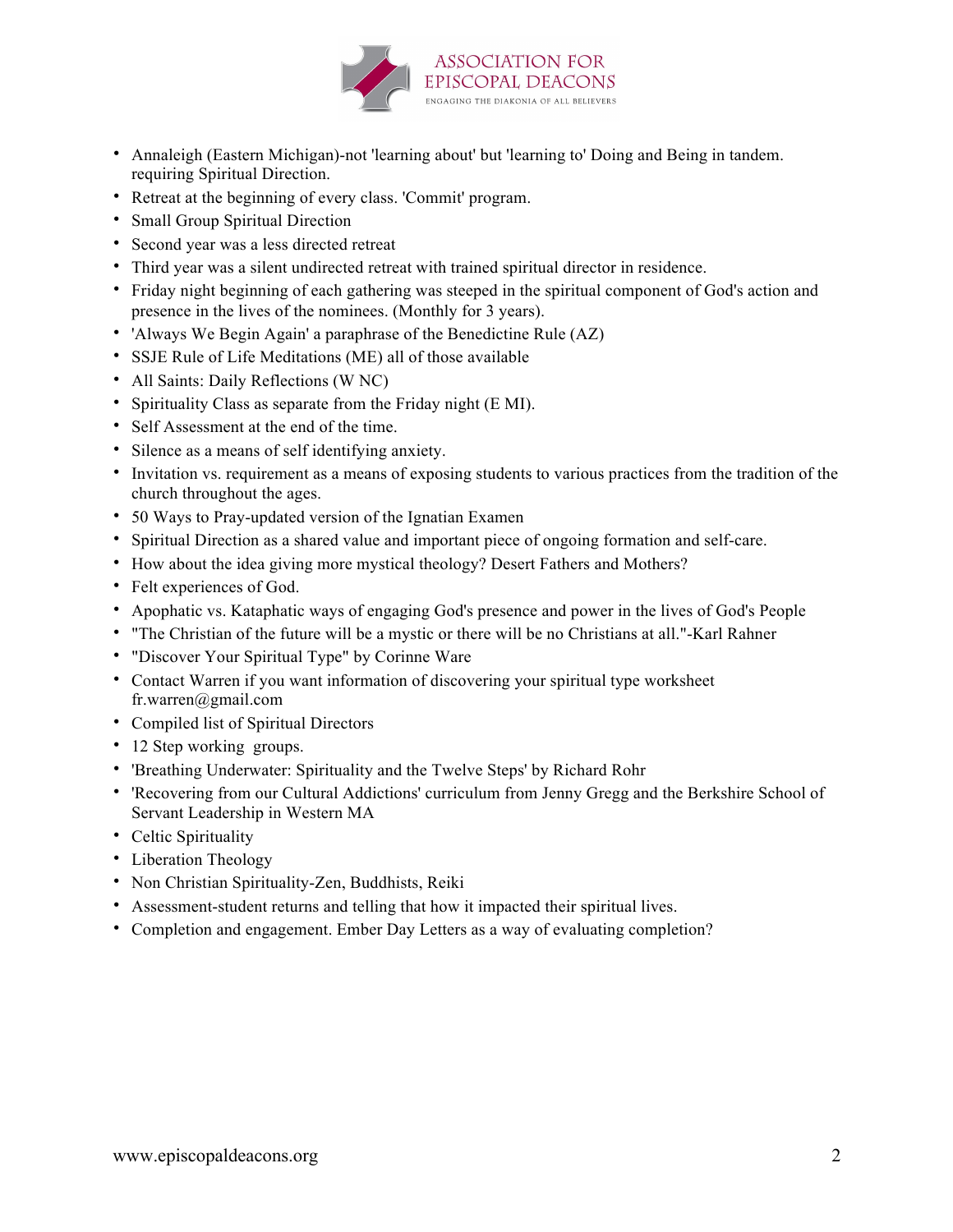- Annaleigh (Eastern Michigan)-not 'learning about' but 'learning to' Doing and Being in tandem. requiring Spiritual Direction.
- Retreat at the beginning of every class. 'Commit' program.
- Small Group Spiritual Direction
- Second year was a less directed retreat
- Third year was a silent undirected retreat with trained spiritual director in residence.
- Friday night beginning of each gathering was steeped in the spiritual component of God's action and presence in the lives of the nominees. (Monthly for 3 years).
- 'Always We Begin Again' a paraphrase of the Benedictine Rule (AZ)
- SSJE Rule of Life Meditations (ME) all of those available
- All Saints: Daily Reflections (W NC)
- Spirituality Class as separate from the Friday night (E MI).
- Self Assessment at the end of the time.
- Silence as a means of self identifying anxiety.
- Invitation vs. requirement as a means of exposing students to various practices from the tradition of the church throughout the ages.
- 50 Ways to Pray-updated version of the Ignatian Examen
- Spiritual Direction as a shared value and important piece of ongoing formation and self-care.
- How about the idea giving more mystical theology? Desert Fathers and Mothers?
- Felt experiences of God.
- Apophatic vs. Kataphatic ways of engaging God's presence and power in the lives of God's People
- "The Christian of the future will be a mystic or there will be no Christians at all."-Karl Rahner
- "Discover Your Spiritual Type" by Corinne Ware
- Contact Warren if you want information of discovering your spiritual type worksheet fr.warren@gmail.com
- Compiled list of Spiritual Directors
- 12 Step working groups.
- 'Breathing Underwater: Spirituality and the Twelve Steps' by Richard Rohr
- 'Recovering from our Cultural Addictions' curriculum from Jenny Gregg and the Berkshire School of Servant Leadership in Western MA
- Celtic Spirituality
- Liberation Theology
- Non Christian Spirituality-Zen, Buddhists, Reiki
- Assessment-student returns and telling that how it impacted their spiritual lives.
- Completion and engagement. Ember Day Letters as a way of evaluating completion?